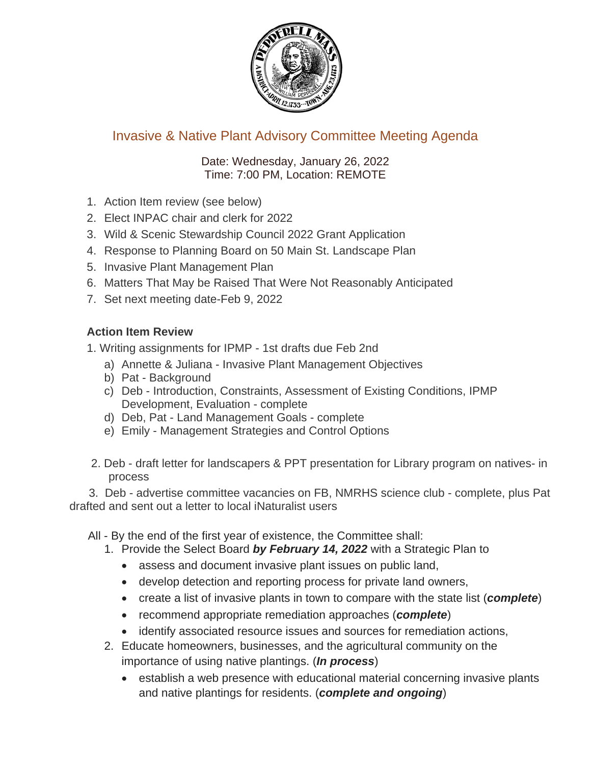# Invasive & Native Plant Advisory Committee Meeting Agenda

Date: Wednesday, January 26, 2022
Time: 7:00 PM, Location: REMOTE

1. Action Item review (see below)
2. Elect INPAC chair and clerk for 2022
3. Wild & Scenic Stewardship Council 2022 Grant Application
4. Response to Planning Board on 50 Main St. Landscape Plan
5. Invasive Plant Management Plan
6. Matters That May be Raised That Were Not Reasonably Anticipated
7. Set next meeting date-Feb 9, 2022

**Action Item Review**

1. Writing assignments for IPMP - 1st drafts due Feb 2nd
   a) Annette & Juliana - Invasive Plant Management Objectives
   b) Pat - Background
   c) Deb - Introduction, Constraints, Assessment of Existing Conditions, IPMP Development, Evaluation - complete
   d) Deb, Pat - Land Management Goals - complete
   e) Emily - Management Strategies and Control Options

2. Deb - draft letter for landscapers & PPT presentation for Library program on natives- in process

3. Deb - advertise committee vacancies on FB, NMRHS science club - complete, plus Pat drafted and sent out a letter to local iNaturalist users

All - By the end of the first year of existence, the Committee shall:

1. Provide the Select Board ***by February 14, 2022*** with a Strategic Plan to
   - assess and document invasive plant issues on public land,
   - develop detection and reporting process for private land owners,
   - create a list of invasive plants in town to compare with the state list (***complete***)
   - recommend appropriate remediation approaches (***complete***)
   - identify associated resource issues and sources for remediation actions,
2. Educate homeowners, businesses, and the agricultural community on the importance of using native plantings. (***In process***)
   - establish a web presence with educational material concerning invasive plants and native plantings for residents. (***complete and ongoing***)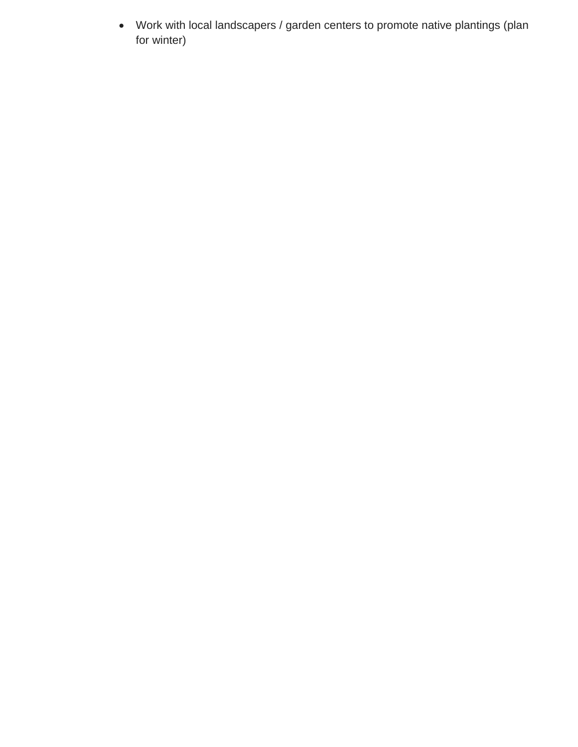- Work with local landscapers / garden centers to promote native plantings (plan for winter)